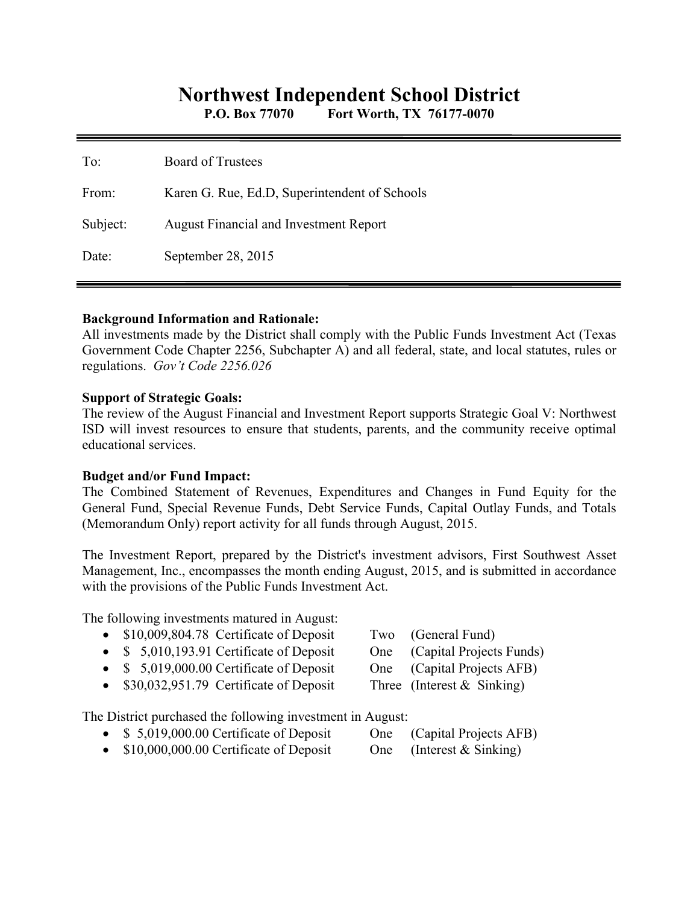# Northwest Independent School District

**P.O. Box 77070 Fort Worth, TX 76177-0070**

---

| | |
|---|---|
| To: | Board of Trustees |
| From: | Karen G. Rue, Ed.D, Superintendent of Schools |
| Subject: | August Financial and Investment Report |
| Date: | September 28, 2015 |

---

**Background Information and Rationale:**
All investments made by the District shall comply with the Public Funds Investment Act (Texas Government Code Chapter 2256, Subchapter A) and all federal, state, and local statutes, rules or regulations. *Gov't Code 2256.026*

**Support of Strategic Goals:**
The review of the August Financial and Investment Report supports Strategic Goal V: Northwest ISD will invest resources to ensure that students, parents, and the community receive optimal educational services.

**Budget and/or Fund Impact:**
The Combined Statement of Revenues, Expenditures and Changes in Fund Equity for the General Fund, Special Revenue Funds, Debt Service Funds, Capital Outlay Funds, and Totals (Memorandum Only) report activity for all funds through August, 2015.

The Investment Report, prepared by the District's investment advisors, First Southwest Asset Management, Inc., encompasses the month ending August, 2015, and is submitted in accordance with the provisions of the Public Funds Investment Act.

The following investments matured in August:

- $10,009,804.78 Certificate of Deposit Two (General Fund)
- $ 5,010,193.91 Certificate of Deposit One (Capital Projects Funds)
- $ 5,019,000.00 Certificate of Deposit One (Capital Projects AFB)
- $30,032,951.79 Certificate of Deposit Three (Interest & Sinking)

The District purchased the following investment in August:

- $ 5,019,000.00 Certificate of Deposit One (Capital Projects AFB)
- $10,000,000.00 Certificate of Deposit One (Interest & Sinking)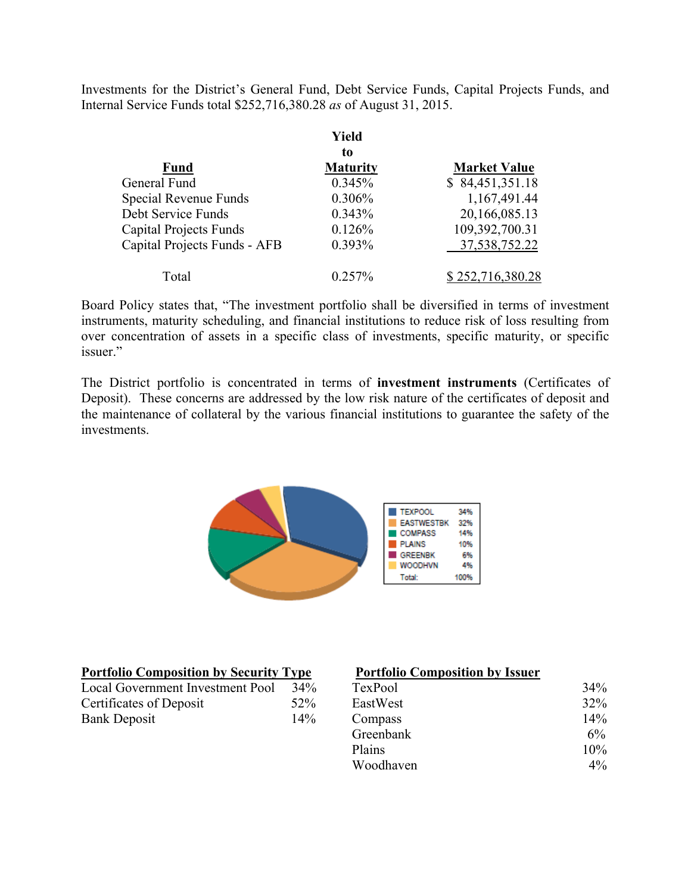Investments for the District's General Fund, Debt Service Funds, Capital Projects Funds, and Internal Service Funds total $252,716,380.28 *as* of August 31, 2015.

| Fund | Yield to Maturity | Market Value |
|---|---|---|
| General Fund | 0.345% | $ 84,451,351.18 |
| Special Revenue Funds | 0.306% | 1,167,491.44 |
| Debt Service Funds | 0.343% | 20,166,085.13 |
| Capital Projects Funds | 0.126% | 109,392,700.31 |
| Capital Projects Funds - AFB | 0.393% | 37,538,752.22 |
| Total | 0.257% | $ 252,716,380.28 |

Board Policy states that, "The investment portfolio shall be diversified in terms of investment instruments, maturity scheduling, and financial institutions to reduce risk of loss resulting from over concentration of assets in a specific class of investments, specific maturity, or specific issuer."

The District portfolio is concentrated in terms of **investment instruments** (Certificates of Deposit). These concerns are addressed by the low risk nature of the certificates of deposit and the maintenance of collateral by the various financial institutions to guarantee the safety of the investments.

| | |
|---|---|
| TEXPOOL | 34% |
| EASTWESTBK | 32% |
| COMPASS | 14% |
| PLAINS | 10% |
| GREENBK | 6% |
| WOODHVN | 4% |
| Total: | 100% |

**Portfolio Composition by Security Type**

| | |
|---|---|
| Local Government Investment Pool | 34% |
| Certificates of Deposit | 52% |
| Bank Deposit | 14% |

**Portfolio Composition by Issuer**

| | |
|---|---|
| TexPool | 34% |
| EastWest | 32% |
| Compass | 14% |
| Greenbank | 6% |
| Plains | 10% |
| Woodhaven | 4% |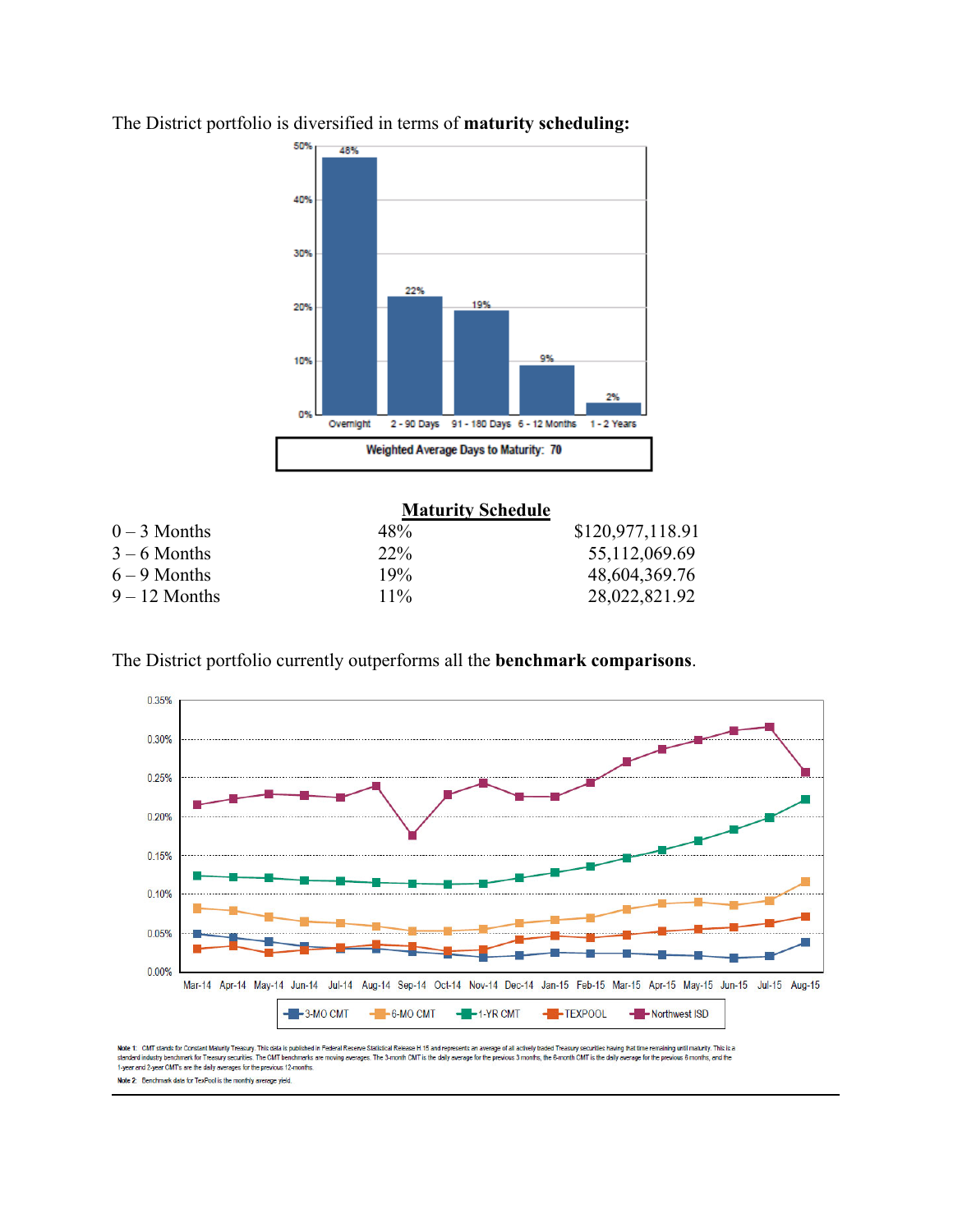The District portfolio is diversified in terms of **maturity scheduling:**

Weighted Average Days to Maturity: 70

**Maturity Schedule**

| | | |
|---|---|---|
| 0 – 3 Months | 48% | $120,977,118.91 |
| 3 – 6 Months | 22% | 55,112,069.69 |
| 6 – 9 Months | 19% | 48,604,369.76 |
| 9 – 12 Months | 11% | 28,022,821.92 |

The District portfolio currently outperforms all the **benchmark comparisons**.

Note 1: CMT stands for Constant Maturity Treasury. This data is published in Federal Reserve Statistical Release H.15 and represents an average of all actively traded Treasury securities having that time remaining until maturity. This is a standard industry benchmark for Treasury securities. The CMT benchmarks are moving averages. The 3-month CMT is the daily average for the previous 3 months, the 6-month CMT is the daily average for the previous 6 months, and the 1-year and 2-year CMT's are the daily averages for the previous 12-months.

Note 2: Benchmark data for TexPool is the monthly average yield.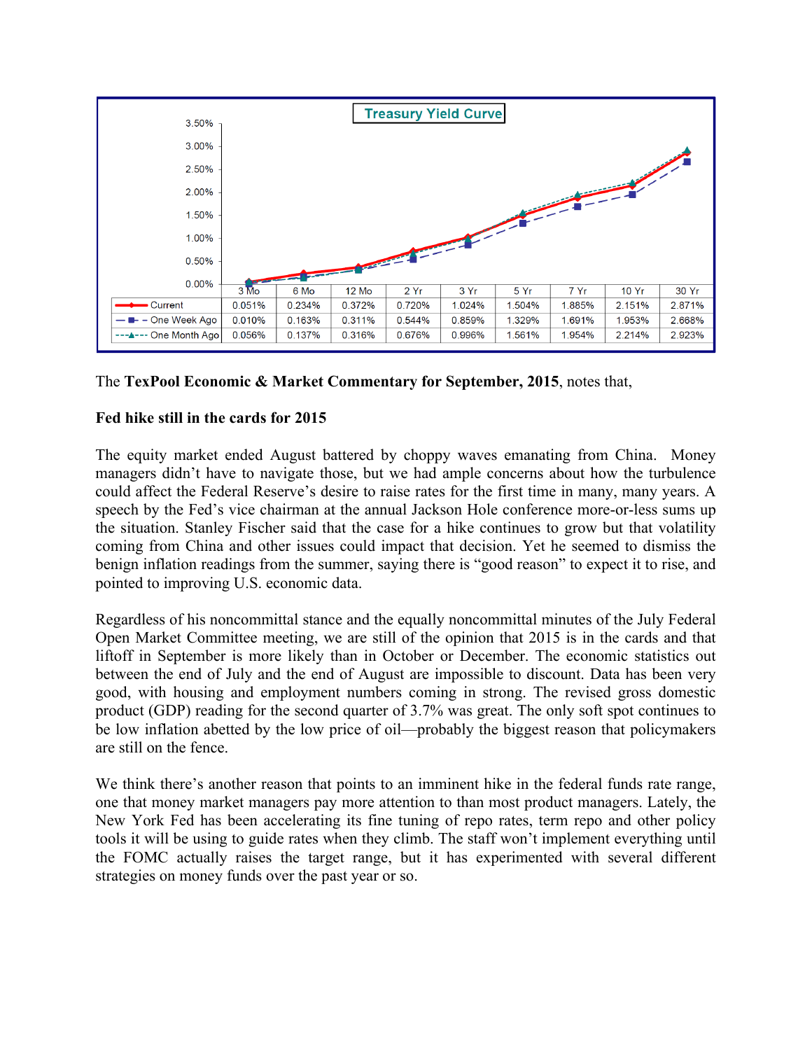**Treasury Yield Curve**

| | 3 Mo | 6 Mo | 12 Mo | 2 Yr | 3 Yr | 5 Yr | 7 Yr | 10 Yr | 30 Yr |
|---|---|---|---|---|---|---|---|---|---|
| Current | 0.051% | 0.234% | 0.372% | 0.720% | 1.024% | 1.504% | 1.885% | 2.151% | 2.871% |
| One Week Ago | 0.010% | 0.163% | 0.311% | 0.544% | 0.859% | 1.329% | 1.691% | 1.953% | 2.668% |
| One Month Ago | 0.056% | 0.137% | 0.316% | 0.676% | 0.996% | 1.561% | 1.954% | 2.214% | 2.923% |

The **TexPool Economic & Market Commentary for September, 2015**, notes that,

**Fed hike still in the cards for 2015**

The equity market ended August battered by choppy waves emanating from China. Money managers didn't have to navigate those, but we had ample concerns about how the turbulence could affect the Federal Reserve's desire to raise rates for the first time in many, many years. A speech by the Fed's vice chairman at the annual Jackson Hole conference more-or-less sums up the situation. Stanley Fischer said that the case for a hike continues to grow but that volatility coming from China and other issues could impact that decision. Yet he seemed to dismiss the benign inflation readings from the summer, saying there is "good reason" to expect it to rise, and pointed to improving U.S. economic data.

Regardless of his noncommittal stance and the equally noncommittal minutes of the July Federal Open Market Committee meeting, we are still of the opinion that 2015 is in the cards and that liftoff in September is more likely than in October or December. The economic statistics out between the end of July and the end of August are impossible to discount. Data has been very good, with housing and employment numbers coming in strong. The revised gross domestic product (GDP) reading for the second quarter of 3.7% was great. The only soft spot continues to be low inflation abetted by the low price of oil—probably the biggest reason that policymakers are still on the fence.

We think there's another reason that points to an imminent hike in the federal funds rate range, one that money market managers pay more attention to than most product managers. Lately, the New York Fed has been accelerating its fine tuning of repo rates, term repo and other policy tools it will be using to guide rates when they climb. The staff won't implement everything until the FOMC actually raises the target range, but it has experimented with several different strategies on money funds over the past year or so.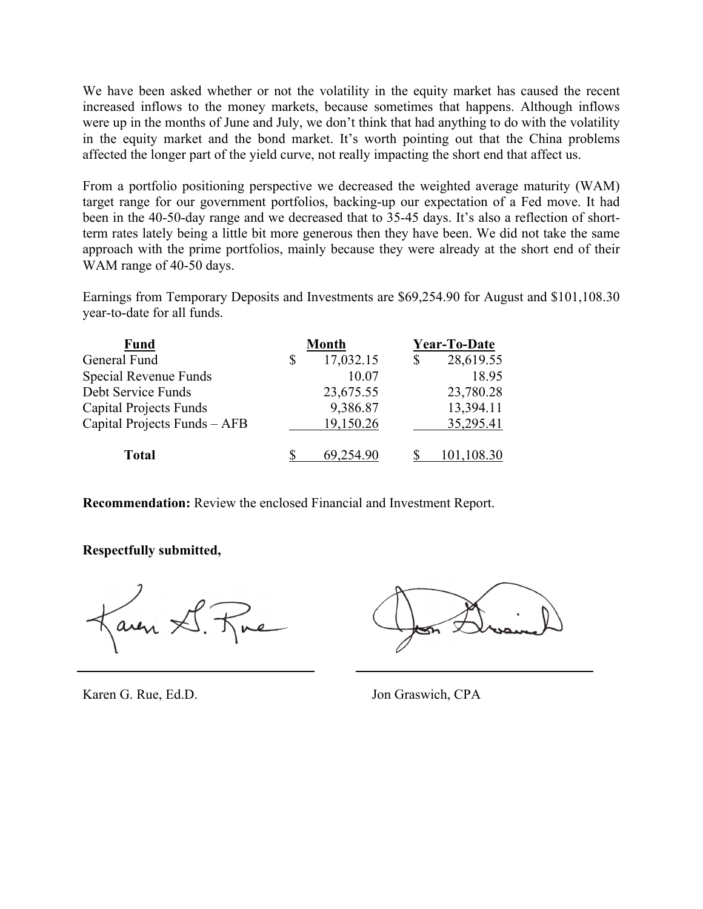We have been asked whether or not the volatility in the equity market has caused the recent increased inflows to the money markets, because sometimes that happens. Although inflows were up in the months of June and July, we don't think that had anything to do with the volatility in the equity market and the bond market. It's worth pointing out that the China problems affected the longer part of the yield curve, not really impacting the short end that affect us.

From a portfolio positioning perspective we decreased the weighted average maturity (WAM) target range for our government portfolios, backing-up our expectation of a Fed move. It had been in the 40-50-day range and we decreased that to 35-45 days. It's also a reflection of short-term rates lately being a little bit more generous then they have been. We did not take the same approach with the prime portfolios, mainly because they were already at the short end of their WAM range of 40-50 days.

Earnings from Temporary Deposits and Investments are $69,254.90 for August and $101,108.30 year-to-date for all funds.

| Fund | Month | Year-To-Date |
|---|---|---|
| General Fund | $ 17,032.15 | $ 28,619.55 |
| Special Revenue Funds | 10.07 | 18.95 |
| Debt Service Funds | 23,675.55 | 23,780.28 |
| Capital Projects Funds | 9,386.87 | 13,394.11 |
| Capital Projects Funds – AFB | 19,150.26 | 35,295.41 |
| **Total** | $ 69,254.90 | $ 101,108.30 |

**Recommendation:** Review the enclosed Financial and Investment Report.

**Respectfully submitted,**

Karen G. Rue, Ed.D.

Jon Graswich, CPA